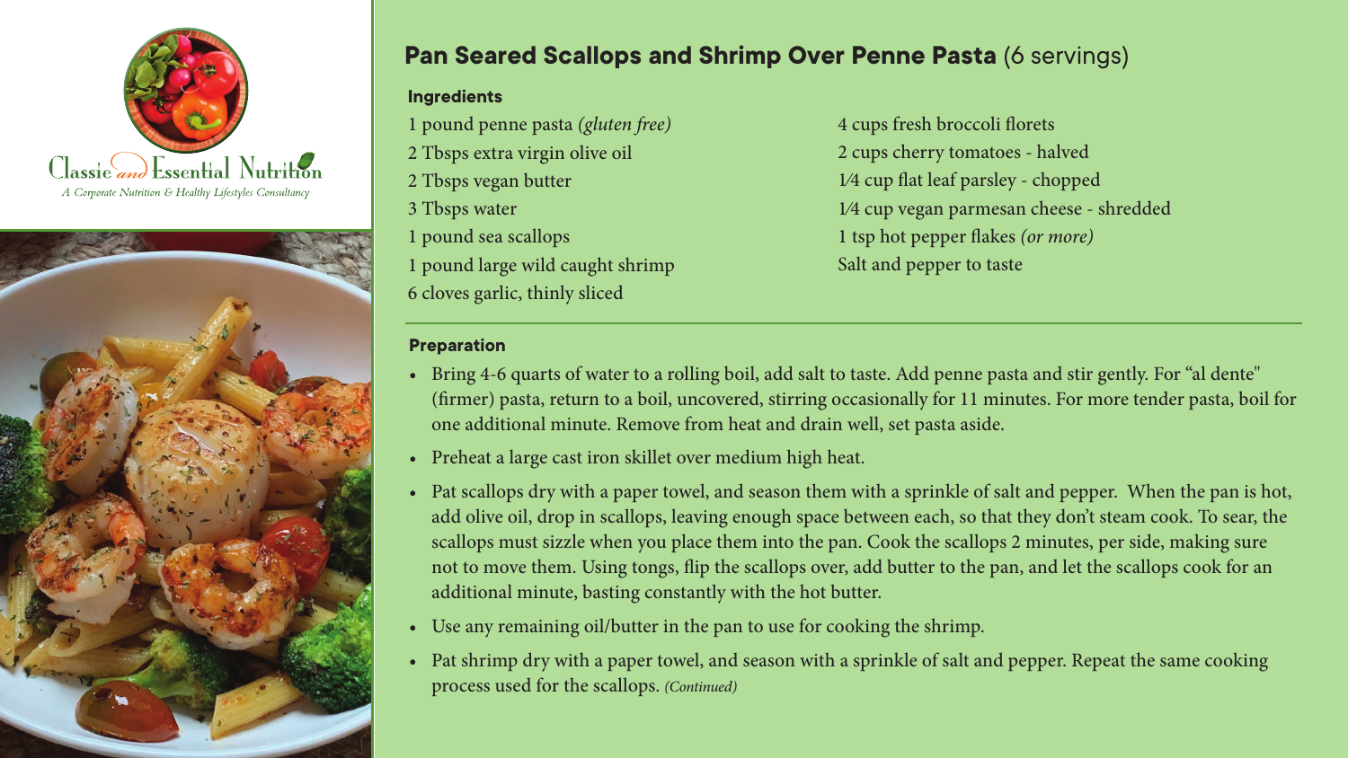Classic and Essential Nutrition

*A Corporate Nutrition & Healthy Lifestyles Consultancy*

# Pan Seared Scallops and Shrimp Over Penne Pasta (6 servings)

## Ingredients

- 1 pound penne pasta *(gluten free)*
- 2 Tbsps extra virgin olive oil
- 2 Tbsps vegan butter
- 3 Tbsps water
- 1 pound sea scallops
- 1 pound large wild caught shrimp
- 6 cloves garlic, thinly sliced
- 4 cups fresh broccoli florets
- 2 cups cherry tomatoes - halved
- 1⁄4 cup flat leaf parsley - chopped
- 1⁄4 cup vegan parmesan cheese - shredded
- 1 tsp hot pepper flakes *(or more)*
- Salt and pepper to taste

## Preparation

- Bring 4-6 quarts of water to a rolling boil, add salt to taste. Add penne pasta and stir gently. For "al dente" (firmer) pasta, return to a boil, uncovered, stirring occasionally for 11 minutes. For more tender pasta, boil for one additional minute. Remove from heat and drain well, set pasta aside.
- Preheat a large cast iron skillet over medium high heat.
- Pat scallops dry with a paper towel, and season them with a sprinkle of salt and pepper. When the pan is hot, add olive oil, drop in scallops, leaving enough space between each, so that they don't steam cook. To sear, the scallops must sizzle when you place them into the pan. Cook the scallops 2 minutes, per side, making sure not to move them. Using tongs, flip the scallops over, add butter to the pan, and let the scallops cook for an additional minute, basting constantly with the hot butter.
- Use any remaining oil/butter in the pan to use for cooking the shrimp.
- Pat shrimp dry with a paper towel, and season with a sprinkle of salt and pepper. Repeat the same cooking process used for the scallops. *(Continued)*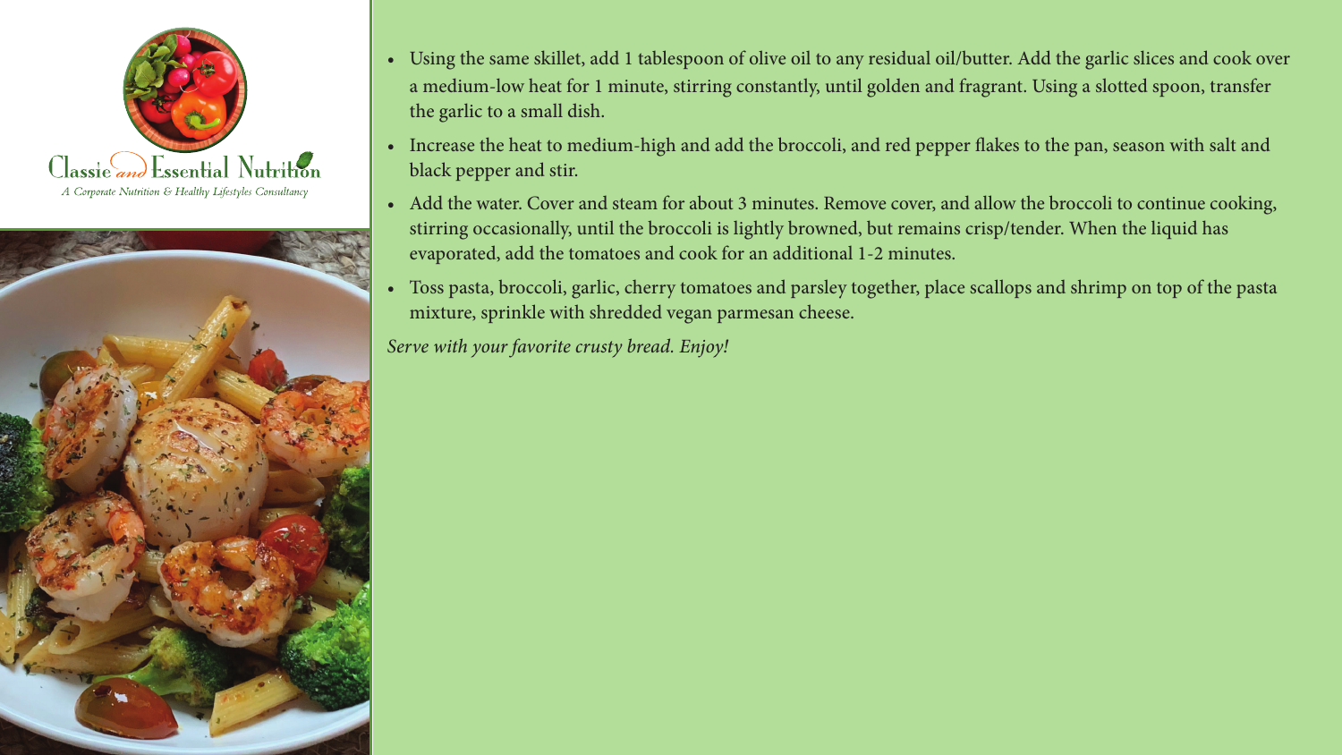Classic and Essential Nutrition

*A Corporate Nutrition & Healthy Lifestyles Consultancy*

- Using the same skillet, add 1 tablespoon of olive oil to any residual oil/butter. Add the garlic slices and cook over a medium-low heat for 1 minute, stirring constantly, until golden and fragrant. Using a slotted spoon, transfer the garlic to a small dish.
- Increase the heat to medium-high and add the broccoli, and red pepper flakes to the pan, season with salt and black pepper and stir.
- Add the water. Cover and steam for about 3 minutes. Remove cover, and allow the broccoli to continue cooking, stirring occasionally, until the broccoli is lightly browned, but remains crisp/tender. When the liquid has evaporated, add the tomatoes and cook for an additional 1-2 minutes.
- Toss pasta, broccoli, garlic, cherry tomatoes and parsley together, place scallops and shrimp on top of the pasta mixture, sprinkle with shredded vegan parmesan cheese.

*Serve with your favorite crusty bread. Enjoy!*